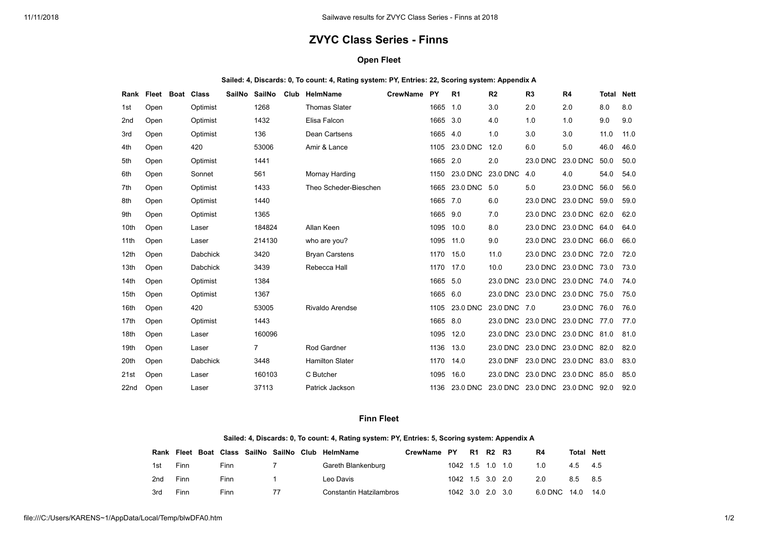# ZVYC Class Series - Finns

## Open Fleet

**Sailed: 4, Discards: 0, To count: 4, Rating system: PY, Entries: 22, Scoring system: Appendix A**

| Rank | Fleet | Boat | Class | SailNo | SailNo | Club | HelmName | CrewName | PY | R1 | R2 | R3 | R4 | Total | Nett |
|---|---|---|---|---|---|---|---|---|---|---|---|---|---|---|---|
| 1st | Open | | Optimist | | 1268 | | Thomas Slater | | 1665 | 1.0 | 3.0 | 2.0 | 2.0 | 8.0 | 8.0 |
| 2nd | Open | | Optimist | | 1432 | | Elisa Falcon | | 1665 | 3.0 | 4.0 | 1.0 | 1.0 | 9.0 | 9.0 |
| 3rd | Open | | Optimist | | 136 | | Dean Cartsens | | 1665 | 4.0 | 1.0 | 3.0 | 3.0 | 11.0 | 11.0 |
| 4th | Open | | 420 | | 53006 | | Amir & Lance | | 1105 | 23.0 DNC | 12.0 | 6.0 | 5.0 | 46.0 | 46.0 |
| 5th | Open | | Optimist | | 1441 | | | | 1665 | 2.0 | 2.0 | 23.0 DNC | 23.0 DNC | 50.0 | 50.0 |
| 6th | Open | | Sonnet | | 561 | | Mornay Harding | | 1150 | 23.0 DNC | 23.0 DNC | 4.0 | 4.0 | 54.0 | 54.0 |
| 7th | Open | | Optimist | | 1433 | | Theo Scheder-Bieschen | | 1665 | 23.0 DNC | 5.0 | 5.0 | 23.0 DNC | 56.0 | 56.0 |
| 8th | Open | | Optimist | | 1440 | | | | 1665 | 7.0 | 6.0 | 23.0 DNC | 23.0 DNC | 59.0 | 59.0 |
| 9th | Open | | Optimist | | 1365 | | | | 1665 | 9.0 | 7.0 | 23.0 DNC | 23.0 DNC | 62.0 | 62.0 |
| 10th | Open | | Laser | | 184824 | | Allan Keen | | 1095 | 10.0 | 8.0 | 23.0 DNC | 23.0 DNC | 64.0 | 64.0 |
| 11th | Open | | Laser | | 214130 | | who are you? | | 1095 | 11.0 | 9.0 | 23.0 DNC | 23.0 DNC | 66.0 | 66.0 |
| 12th | Open | | Dabchick | | 3420 | | Bryan Carstens | | 1170 | 15.0 | 11.0 | 23.0 DNC | 23.0 DNC | 72.0 | 72.0 |
| 13th | Open | | Dabchick | | 3439 | | Rebecca Hall | | 1170 | 17.0 | 10.0 | 23.0 DNC | 23.0 DNC | 73.0 | 73.0 |
| 14th | Open | | Optimist | | 1384 | | | | 1665 | 5.0 | 23.0 DNC | 23.0 DNC | 23.0 DNC | 74.0 | 74.0 |
| 15th | Open | | Optimist | | 1367 | | | | 1665 | 6.0 | 23.0 DNC | 23.0 DNC | 23.0 DNC | 75.0 | 75.0 |
| 16th | Open | | 420 | | 53005 | | Rivaldo Arendse | | 1105 | 23.0 DNC | 23.0 DNC | 7.0 | 23.0 DNC | 76.0 | 76.0 |
| 17th | Open | | Optimist | | 1443 | | | | 1665 | 8.0 | 23.0 DNC | 23.0 DNC | 23.0 DNC | 77.0 | 77.0 |
| 18th | Open | | Laser | | 160096 | | | | 1095 | 12.0 | 23.0 DNC | 23.0 DNC | 23.0 DNC | 81.0 | 81.0 |
| 19th | Open | | Laser | | 7 | | Rod Gardner | | 1136 | 13.0 | 23.0 DNC | 23.0 DNC | 23.0 DNC | 82.0 | 82.0 |
| 20th | Open | | Dabchick | | 3448 | | Hamilton Slater | | 1170 | 14.0 | 23.0 DNF | 23.0 DNC | 23.0 DNC | 83.0 | 83.0 |
| 21st | Open | | Laser | | 160103 | | C Butcher | | 1095 | 16.0 | 23.0 DNC | 23.0 DNC | 23.0 DNC | 85.0 | 85.0 |
| 22nd | Open | | Laser | | 37113 | | Patrick Jackson | | 1136 | 23.0 DNC | 23.0 DNC | 23.0 DNC | 23.0 DNC | 92.0 | 92.0 |

## Finn Fleet

**Sailed: 4, Discards: 0, To count: 4, Rating system: PY, Entries: 5, Scoring system: Appendix A**

| Rank | Fleet | Boat | Class | SailNo | SailNo | Club | HelmName | CrewName | PY | R1 | R2 | R3 | R4 | Total | Nett |
|---|---|---|---|---|---|---|---|---|---|---|---|---|---|---|---|
| 1st | Finn | | Finn | | 7 | | Gareth Blankenburg | | 1042 | 1.5 | 1.0 | 1.0 | 1.0 | 4.5 | 4.5 |
| 2nd | Finn | | Finn | | 1 | | Leo Davis | | 1042 | 1.5 | 3.0 | 2.0 | 2.0 | 8.5 | 8.5 |
| 3rd | Finn | | Finn | | 77 | | Constantin Hatzilambros | | 1042 | 3.0 | 2.0 | 3.0 | 6.0 DNC | 14.0 | 14.0 |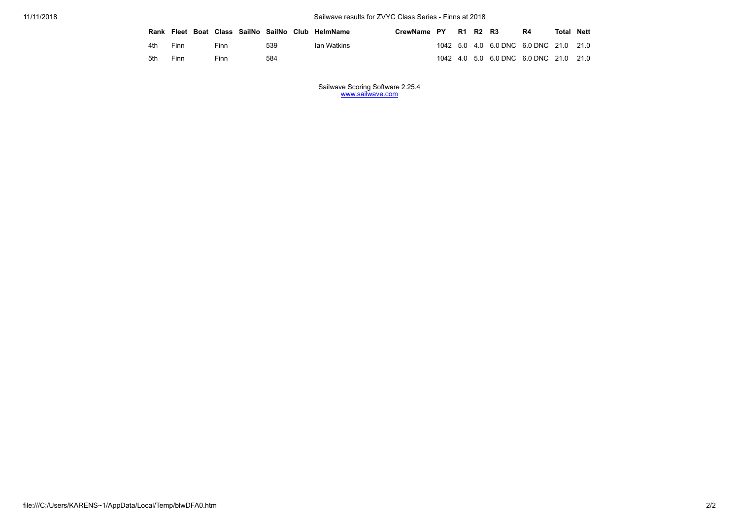| Rank | Fleet | Boat | Class | SailNo | SailNo | Club | HelmName | CrewName | PY | R1 | R2 | R3 | R4 | Total | Nett |
|---|---|---|---|---|---|---|---|---|---|---|---|---|---|---|---|
| 4th | Finn | | Finn | | 539 | | Ian Watkins | | 1042 | 5.0 | 4.0 | 6.0 DNC | 6.0 DNC | 21.0 | 21.0 |
| 5th | Finn | | Finn | | 584 | | | | 1042 | 4.0 | 5.0 | 6.0 DNC | 6.0 DNC | 21.0 | 21.0 |

Sailwave Scoring Software 2.25.4
www.sailwave.com